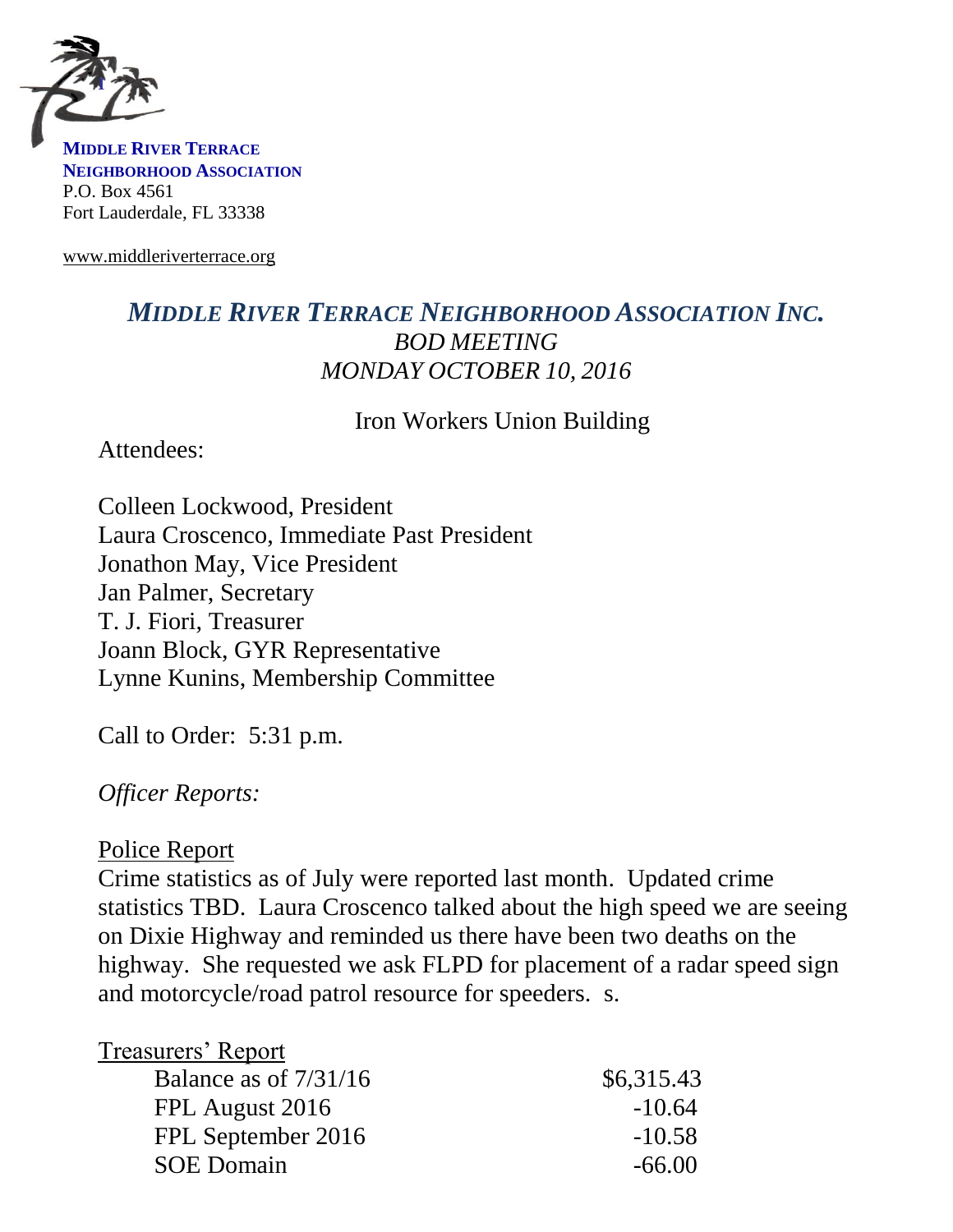**MIDDLE RIVER TERRACE**
**NEIGHBORHOOD ASSOCIATION**
P.O. Box 4561
Fort Lauderdale, FL 33338

www.middleriverterrace.org

# *MIDDLE RIVER TERRACE NEIGHBORHOOD ASSOCIATION INC.*

*BOD MEETING*
*MONDAY OCTOBER 10, 2016*

Iron Workers Union Building

Attendees:

Colleen Lockwood, President
Laura Croscenco, Immediate Past President
Jonathon May, Vice President
Jan Palmer, Secretary
T. J. Fiori, Treasurer
Joann Block, GYR Representative
Lynne Kunins, Membership Committee

Call to Order: 5:31 p.m.

*Officer Reports:*

Police Report

Crime statistics as of July were reported last month. Updated crime statistics TBD. Laura Croscenco talked about the high speed we are seeing on Dixie Highway and reminded us there have been two deaths on the highway. She requested we ask FLPD for placement of a radar speed sign and motorcycle/road patrol resource for speeders. s.

Treasurers' Report

| | |
|---|---|
| Balance as of 7/31/16 | $6,315.43 |
| FPL August 2016 | -10.64 |
| FPL September 2016 | -10.58 |
| SOE Domain | -66.00 |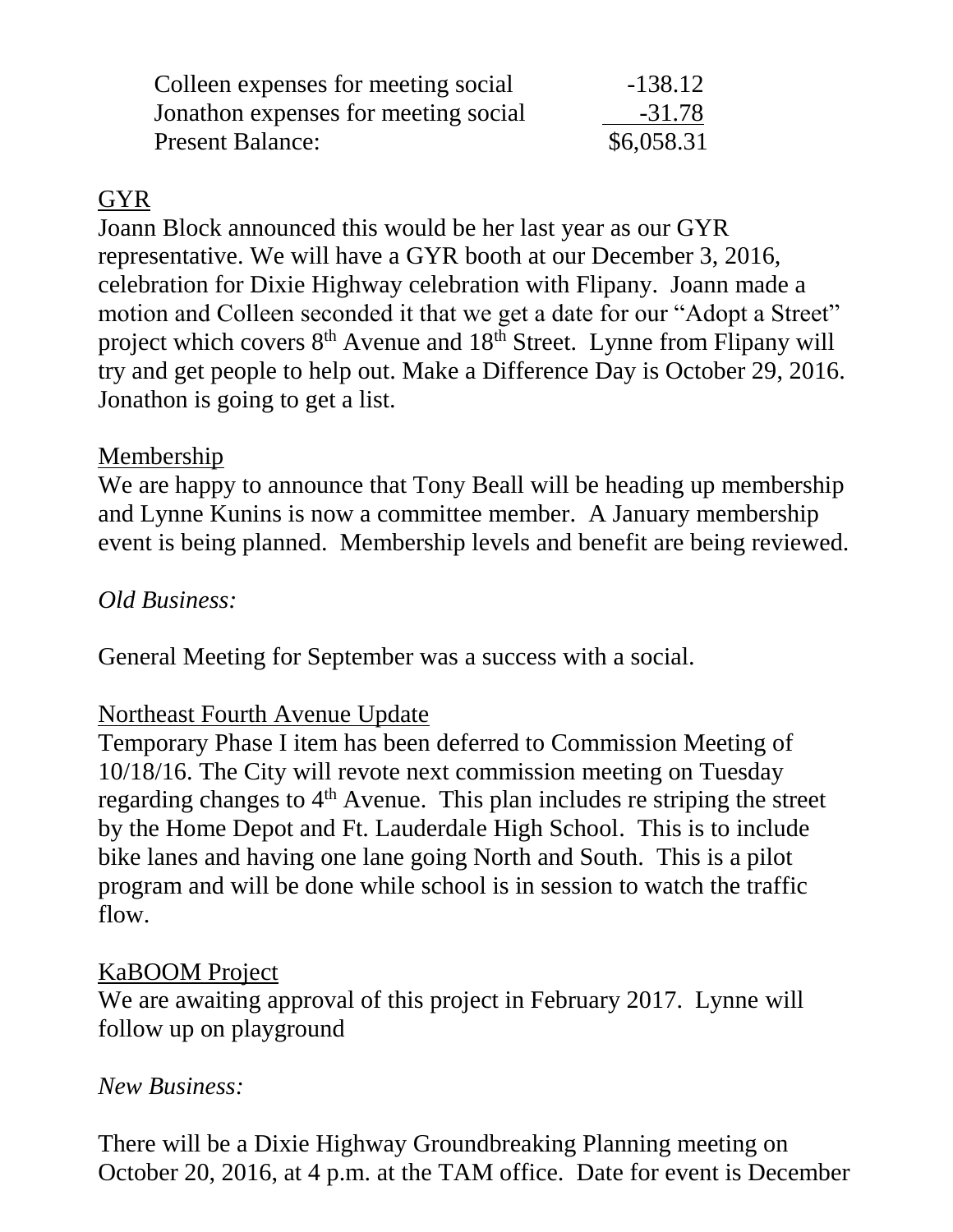| | |
|---|---|
| Colleen expenses for meeting social | -138.12 |
| Jonathon expenses for meeting social | -31.78 |
| Present Balance: | $6,058.31 |

GYR

Joann Block announced this would be her last year as our GYR representative. We will have a GYR booth at our December 3, 2016, celebration for Dixie Highway celebration with Flipany. Joann made a motion and Colleen seconded it that we get a date for our "Adopt a Street" project which covers 8th Avenue and 18th Street. Lynne from Flipany will try and get people to help out. Make a Difference Day is October 29, 2016. Jonathon is going to get a list.

Membership

We are happy to announce that Tony Beall will be heading up membership and Lynne Kunins is now a committee member. A January membership event is being planned. Membership levels and benefit are being reviewed.

*Old Business:*

General Meeting for September was a success with a social.

Northeast Fourth Avenue Update

Temporary Phase I item has been deferred to Commission Meeting of 10/18/16. The City will revote next commission meeting on Tuesday regarding changes to 4th Avenue. This plan includes re striping the street by the Home Depot and Ft. Lauderdale High School. This is to include bike lanes and having one lane going North and South. This is a pilot program and will be done while school is in session to watch the traffic flow.

KaBOOM Project

We are awaiting approval of this project in February 2017. Lynne will follow up on playground

*New Business:*

There will be a Dixie Highway Groundbreaking Planning meeting on October 20, 2016, at 4 p.m. at the TAM office. Date for event is December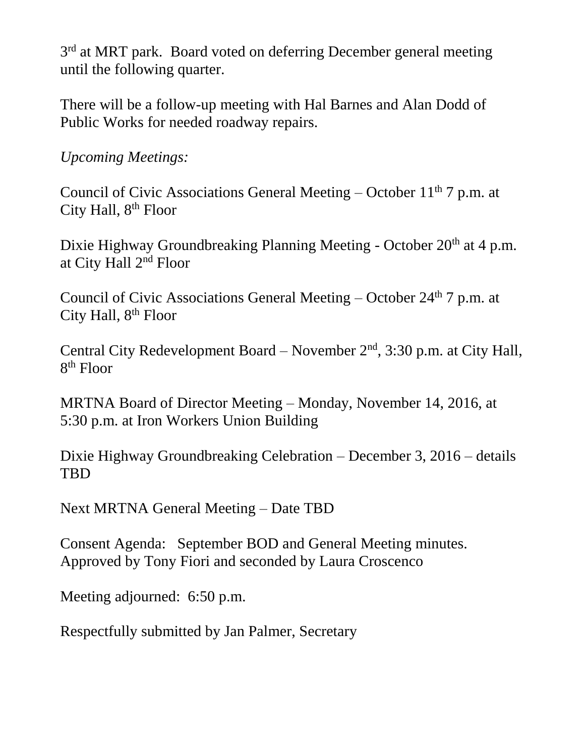3rd at MRT park. Board voted on deferring December general meeting until the following quarter.

There will be a follow-up meeting with Hal Barnes and Alan Dodd of Public Works for needed roadway repairs.

*Upcoming Meetings:*

Council of Civic Associations General Meeting – October 11th 7 p.m. at City Hall, 8th Floor

Dixie Highway Groundbreaking Planning Meeting - October 20th at 4 p.m. at City Hall 2nd Floor

Council of Civic Associations General Meeting – October 24th 7 p.m. at City Hall, 8th Floor

Central City Redevelopment Board – November 2nd, 3:30 p.m. at City Hall, 8th Floor

MRTNA Board of Director Meeting – Monday, November 14, 2016, at 5:30 p.m. at Iron Workers Union Building

Dixie Highway Groundbreaking Celebration – December 3, 2016 – details TBD

Next MRTNA General Meeting – Date TBD

Consent Agenda: September BOD and General Meeting minutes. Approved by Tony Fiori and seconded by Laura Croscenco

Meeting adjourned: 6:50 p.m.

Respectfully submitted by Jan Palmer, Secretary